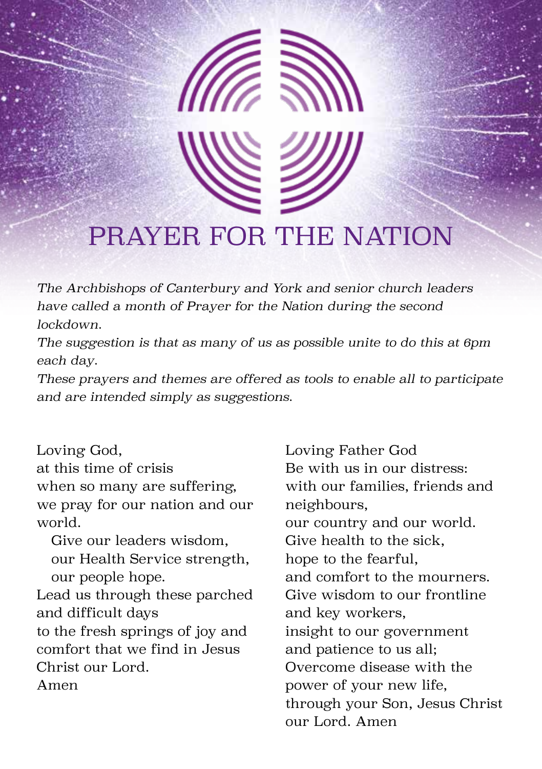# PRAYER FOR THE NATION

*The Archbishops of Canterbury and York and senior church leaders have called a month of Prayer for the Nation during the second lockdown.*

*The suggestion is that as many of us as possible unite to do this at 6pm each day.*

*These prayers and themes are offered as tools to enable all to participate and are intended simply as suggestions.*

Loving God,
at this time of crisis
when so many are suffering,
we pray for our nation and our world.
  Give our leaders wisdom,
  our Health Service strength,
  our people hope.
Lead us through these parched and difficult days
to the fresh springs of joy and comfort that we find in Jesus Christ our Lord.
Amen

Loving Father God
Be with us in our distress:
with our families, friends and neighbours,
our country and our world.
Give health to the sick,
hope to the fearful,
and comfort to the mourners.
Give wisdom to our frontline and key workers,
insight to our government
and patience to us all;
Overcome disease with the power of your new life,
through your Son, Jesus Christ our Lord. Amen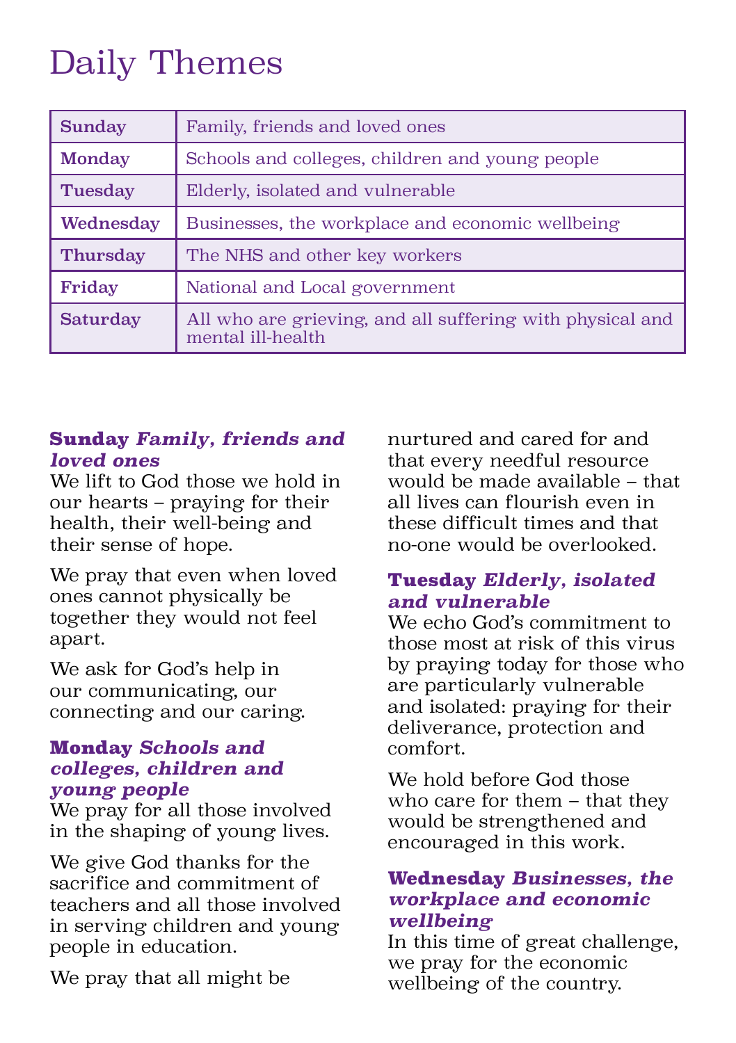# Daily Themes

| Day | Theme |
|---|---|
| **Sunday** | Family, friends and loved ones |
| **Monday** | Schools and colleges, children and young people |
| **Tuesday** | Elderly, isolated and vulnerable |
| **Wednesday** | Businesses, the workplace and economic wellbeing |
| **Thursday** | The NHS and other key workers |
| **Friday** | National and Local government |
| **Saturday** | All who are grieving, and all suffering with physical and mental ill-health |

### Sunday *Family, friends and loved ones*

We lift to God those we hold in our hearts – praying for their health, their well-being and their sense of hope.

We pray that even when loved ones cannot physically be together they would not feel apart.

We ask for God's help in our communicating, our connecting and our caring.

### Monday *Schools and colleges, children and young people*

We pray for all those involved in the shaping of young lives.

We give God thanks for the sacrifice and commitment of teachers and all those involved in serving children and young people in education.

We pray that all might be nurtured and cared for and that every needful resource would be made available – that all lives can flourish even in these difficult times and that no-one would be overlooked.

### Tuesday *Elderly, isolated and vulnerable*

We echo God's commitment to those most at risk of this virus by praying today for those who are particularly vulnerable and isolated: praying for their deliverance, protection and comfort.

We hold before God those who care for them – that they would be strengthened and encouraged in this work.

### Wednesday *Businesses, the workplace and economic wellbeing*

In this time of great challenge, we pray for the economic wellbeing of the country.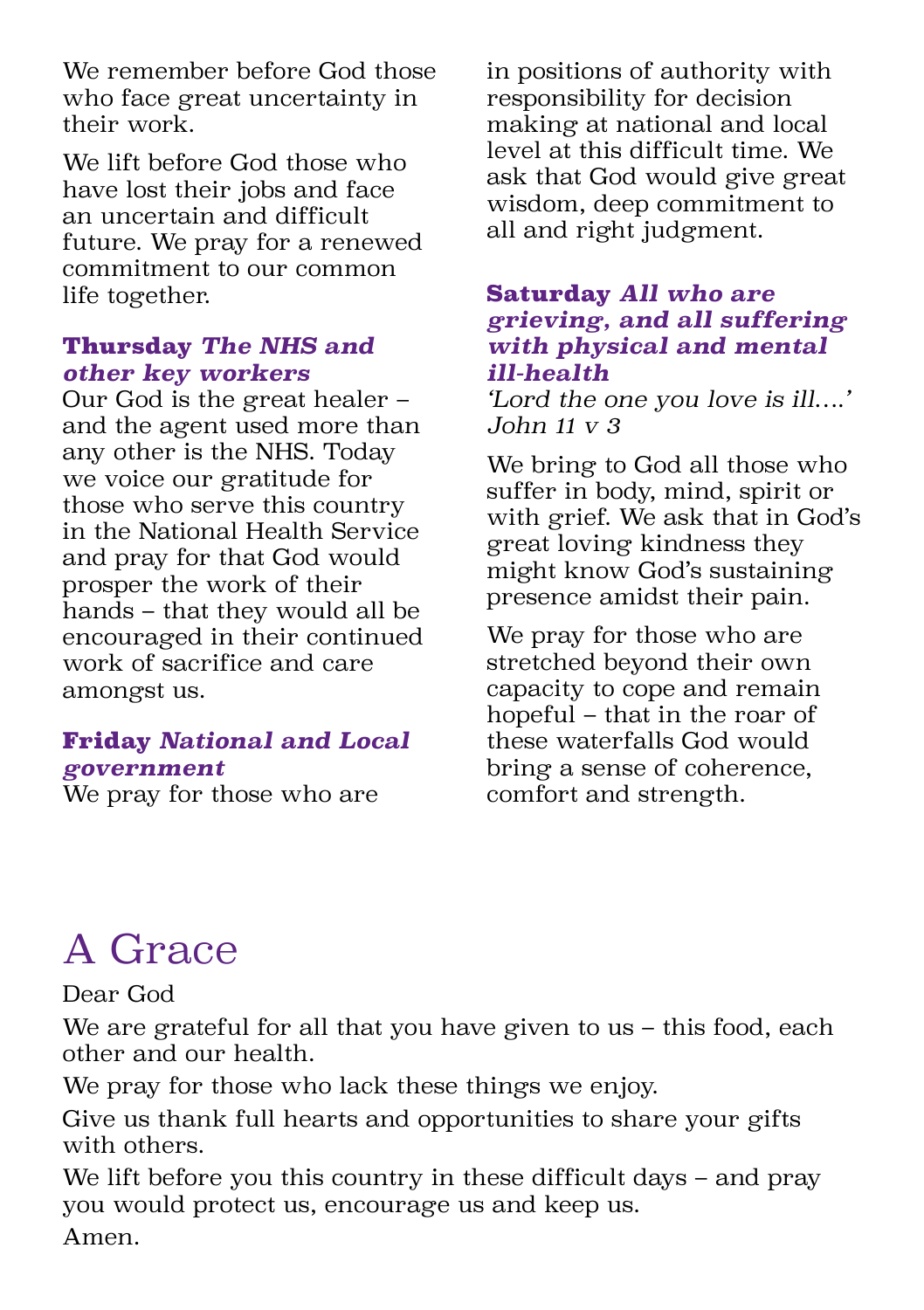We remember before God those who face great uncertainty in their work.

We lift before God those who have lost their jobs and face an uncertain and difficult future. We pray for a renewed commitment to our common life together.

**Thursday** ***The NHS and other key workers***
Our God is the great healer – and the agent used more than any other is the NHS. Today we voice our gratitude for those who serve this country in the National Health Service and pray for that God would prosper the work of their hands – that they would all be encouraged in their continued work of sacrifice and care amongst us.

**Friday** ***National and Local government***
We pray for those who are in positions of authority with responsibility for decision making at national and local level at this difficult time. We ask that God would give great wisdom, deep commitment to all and right judgment.

**Saturday** ***All who are grieving, and all suffering with physical and mental ill-health***
*'Lord the one you love is ill….' John 11 v 3*

We bring to God all those who suffer in body, mind, spirit or with grief. We ask that in God's great loving kindness they might know God's sustaining presence amidst their pain.

We pray for those who are stretched beyond their own capacity to cope and remain hopeful – that in the roar of these waterfalls God would bring a sense of coherence, comfort and strength.

# A Grace

Dear God

We are grateful for all that you have given to us – this food, each other and our health.

We pray for those who lack these things we enjoy.

Give us thank full hearts and opportunities to share your gifts with others.

We lift before you this country in these difficult days – and pray you would protect us, encourage us and keep us.

Amen.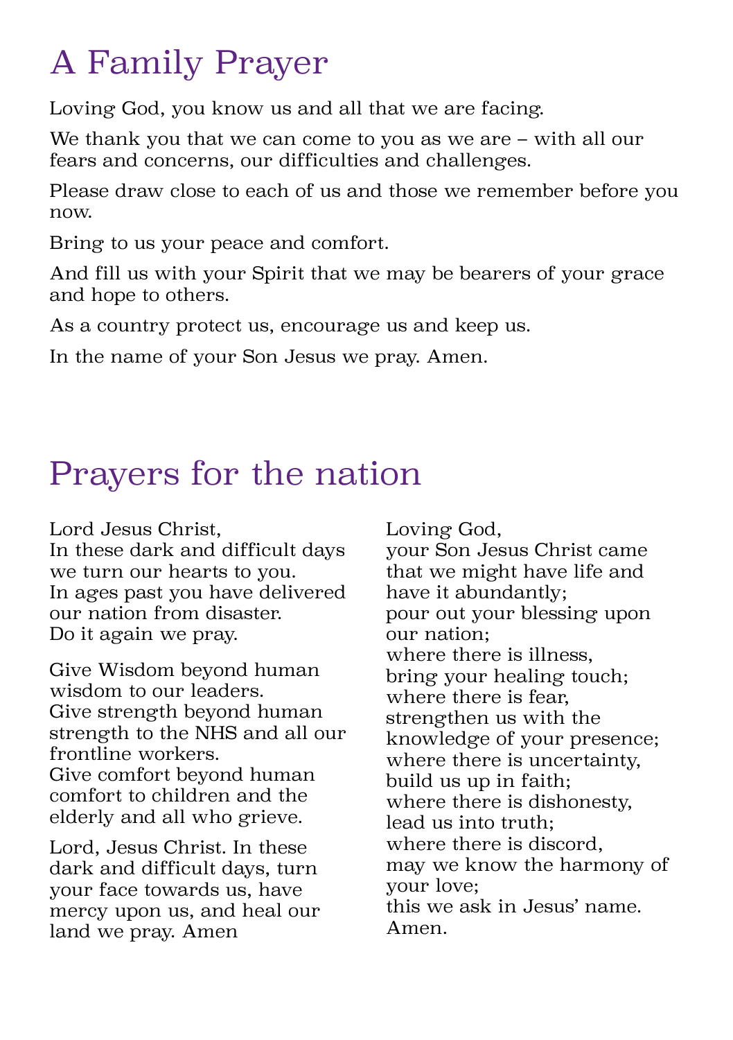# A Family Prayer

Loving God, you know us and all that we are facing.

We thank you that we can come to you as we are – with all our fears and concerns, our difficulties and challenges.

Please draw close to each of us and those we remember before you now.

Bring to us your peace and comfort.

And fill us with your Spirit that we may be bearers of your grace and hope to others.

As a country protect us, encourage us and keep us.

In the name of your Son Jesus we pray. Amen.

# Prayers for the nation

Lord Jesus Christ,
In these dark and difficult days
we turn our hearts to you.
In ages past you have delivered
our nation from disaster.
Do it again we pray.

Give Wisdom beyond human
wisdom to our leaders.
Give strength beyond human
strength to the NHS and all our
frontline workers.
Give comfort beyond human
comfort to children and the
elderly and all who grieve.

Lord, Jesus Christ. In these
dark and difficult days, turn
your face towards us, have
mercy upon us, and heal our
land we pray. Amen

Loving God,
your Son Jesus Christ came
that we might have life and
have it abundantly;
pour out your blessing upon
our nation;
where there is illness,
bring your healing touch;
where there is fear,
strengthen us with the
knowledge of your presence;
where there is uncertainty,
build us up in faith;
where there is dishonesty,
lead us into truth;
where there is discord,
may we know the harmony of
your love;
this we ask in Jesus' name.
Amen.